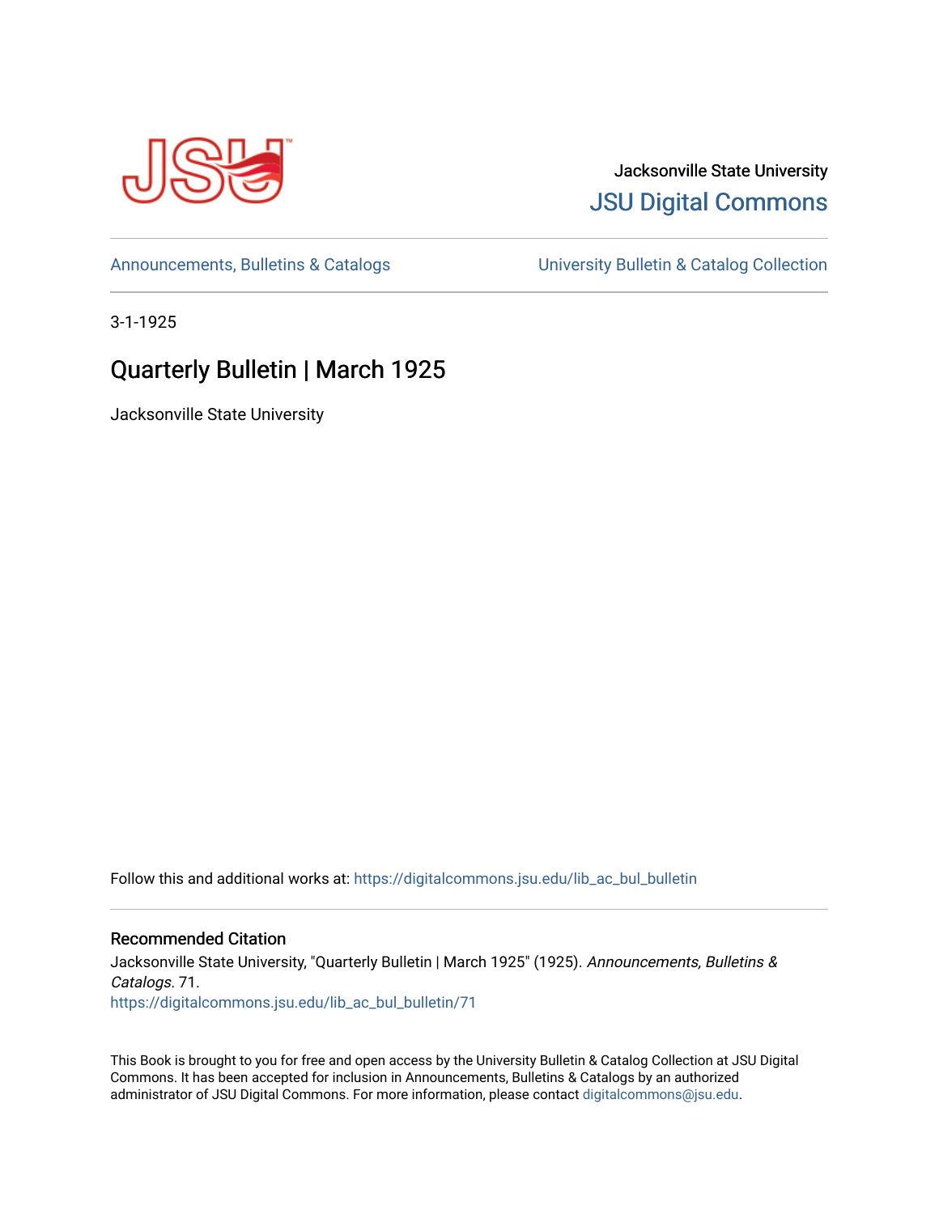Jacksonville State University

JSU Digital Commons

Announcements, Bulletins & Catalogs

University Bulletin & Catalog Collection

3-1-1925

# Quarterly Bulletin | March 1925

Jacksonville State University

Follow this and additional works at: https://digitalcommons.jsu.edu/lib_ac_bul_bulletin

## Recommended Citation

Jacksonville State University, "Quarterly Bulletin | March 1925" (1925). *Announcements, Bulletins & Catalogs*. 71.
https://digitalcommons.jsu.edu/lib_ac_bul_bulletin/71

This Book is brought to you for free and open access by the University Bulletin & Catalog Collection at JSU Digital Commons. It has been accepted for inclusion in Announcements, Bulletins & Catalogs by an authorized administrator of JSU Digital Commons. For more information, please contact digitalcommons@jsu.edu.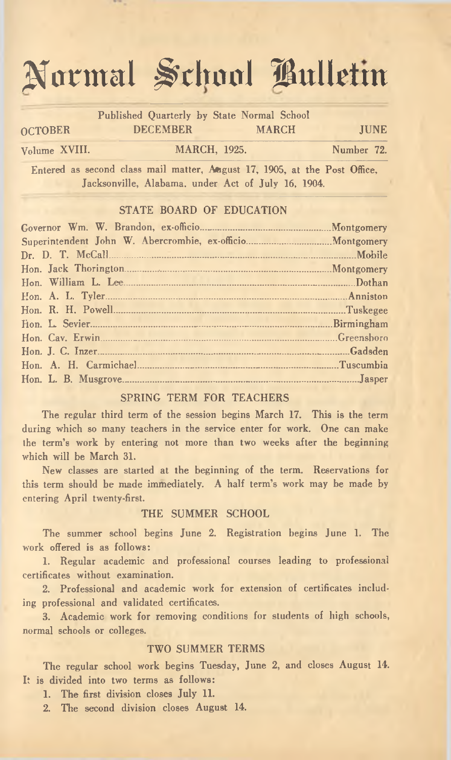# Normal School Bulletin

Published Quarterly by State Normal School

| OCTOBER | DECEMBER | MARCH | JUNE |
|---|---|---|---|

Volume XVIII. MARCH, 1925. Number 72.

Entered as second class mail matter, August 17, 1905, at the Post Office, Jacksonville, Alabama. under Act of July 16, 1904.

## STATE BOARD OF EDUCATION

| | |
|---|---|
| Governor Wm. W. Brandon, ex-officio | Montgomery |
| Superintendent John W. Abercrombie, ex-officio | Montgomery |
| Dr. D. T. McCall | Mobile |
| Hon. Jack Thorington | Montgomery |
| Hon. William L. Lee | Dothan |
| Hon. A. L. Tyler | Anniston |
| Hon. R. H. Powell | Tuskegee |
| Hon. L. Sevier | Birmingham |
| Hon. Cav. Erwin | Greensboro |
| Hon. J. C. Inzer | Gadsden |
| Hon. A. H. Carmichael | Tuscumbia |
| Hon. L. B. Musgrove | Jasper |

## SPRING TERM FOR TEACHERS

The regular third term of the session begins March 17. This is the term during which so many teachers in the service enter for work. One can make the term's work by entering not more than two weeks after the beginning which will be March 31.

New classes are started at the beginning of the term. Reservations for this term should be made immediately. A half term's work may be made by entering April twenty-first.

## THE SUMMER SCHOOL

The summer school begins June 2. Registration begins June 1. The work offered is as follows:

1. Regular academic and professional courses leading to professional certificates without examination.
2. Professional and academic work for extension of certificates including professional and validated certificates.
3. Academic work for removing conditions for students of high schools, normal schools or colleges.

## TWO SUMMER TERMS

The regular school work begins Tuesday, June 2, and closes August 14. It is divided into two terms as follows:

1. The first division closes July 11.
2. The second division closes August 14.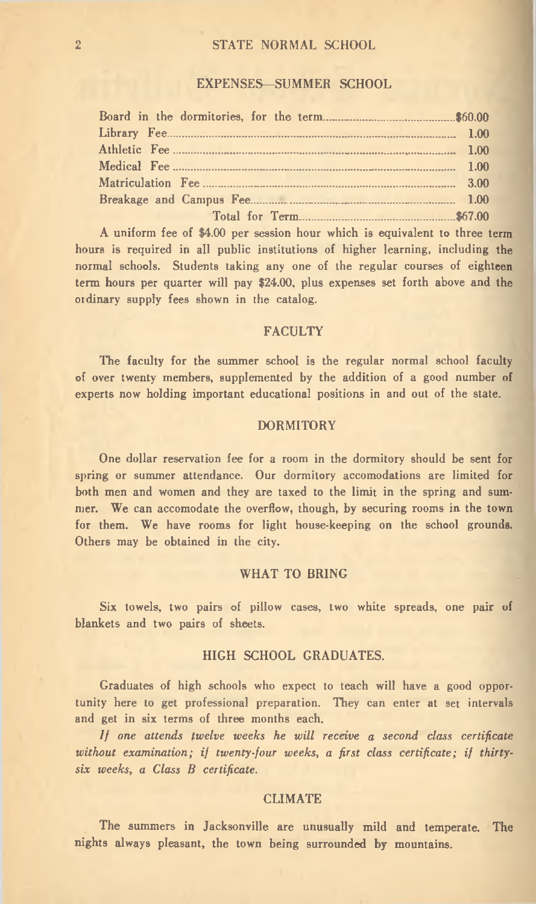## EXPENSES—SUMMER SCHOOL

| | |
|---|---|
| Board in the dormitories, for the term | $60.00 |
| Library Fee | 1.00 |
| Athletic Fee | 1.00 |
| Medical Fee | 1.00 |
| Matriculation Fee | 3.00 |
| Breakage and Campus Fee | 1.00 |
| Total for Term | $67.00 |

A uniform fee of $4.00 per session hour which is equivalent to three term hours is required in all public institutions of higher learning, including the normal schools. Students taking any one of the regular courses of eighteen term hours per quarter will pay $24.00, plus expenses set forth above and the ordinary supply fees shown in the catalog.

## FACULTY

The faculty for the summer school is the regular normal school faculty of over twenty members, supplemented by the addition of a good number of experts now holding important educational positions in and out of the state.

## DORMITORY

One dollar reservation fee for a room in the dormitory should be sent for spring or summer attendance. Our dormitory accomodations are limited for both men and women and they are taxed to the limit in the spring and summer. We can accomodate the overflow, though, by securing rooms in the town for them. We have rooms for light house-keeping on the school grounds. Others may be obtained in the city.

## WHAT TO BRING

Six towels, two pairs of pillow cases, two white spreads, one pair of blankets and two pairs of sheets.

## HIGH SCHOOL GRADUATES.

Graduates of high schools who expect to teach will have a good opportunity here to get professional preparation. They can enter at set intervals and get in six terms of three months each.

*If one attends twelve weeks he will receive a second class certificate without examination; if twenty-four weeks, a first class certificate; if thirty-six weeks, a Class B certificate.*

## CLIMATE

The summers in Jacksonville are unusually mild and temperate. The nights always pleasant, the town being surrounded by mountains.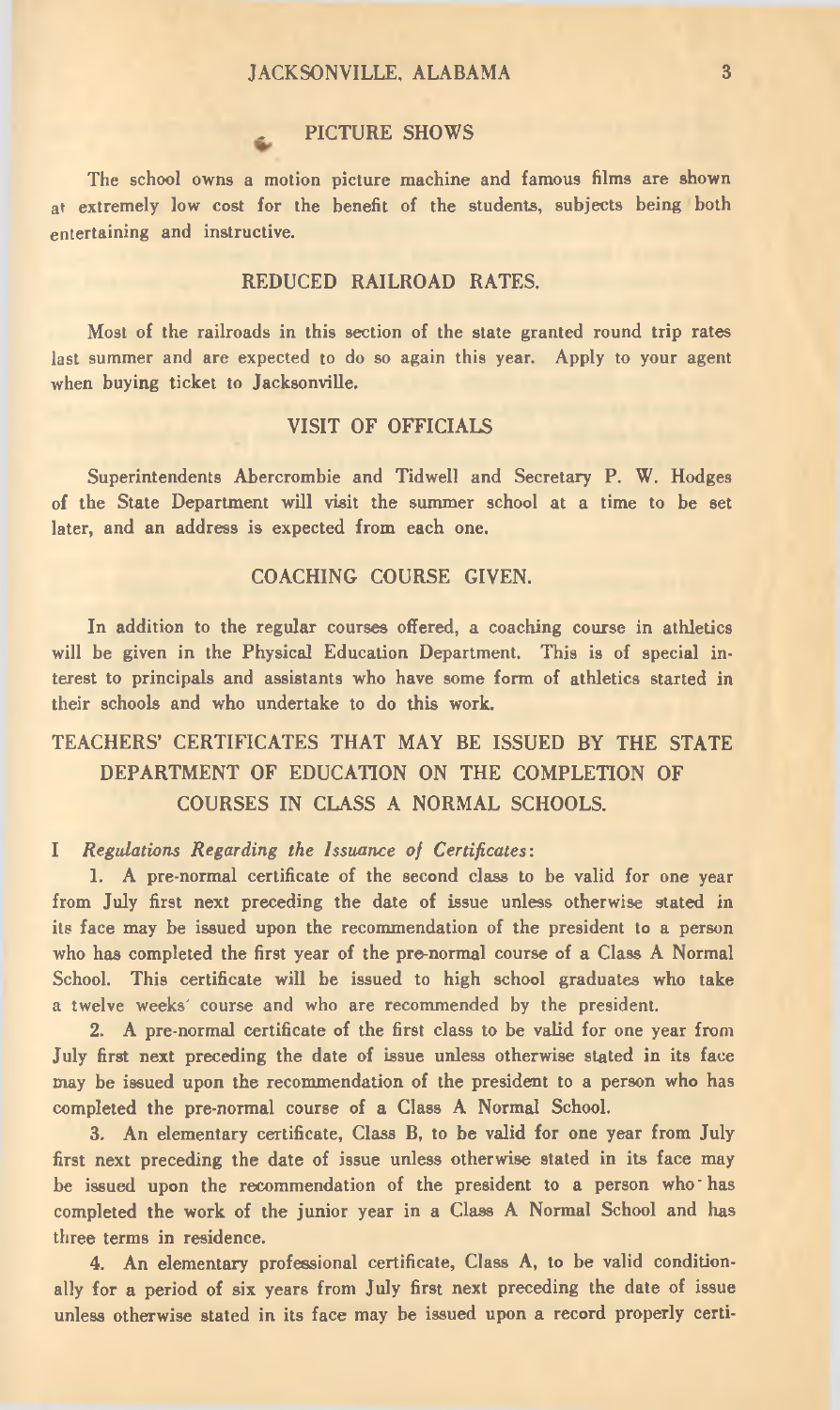## PICTURE SHOWS

The school owns a motion picture machine and famous films are shown at extremely low cost for the benefit of the students, subjects being both entertaining and instructive.

## REDUCED RAILROAD RATES.

Most of the railroads in this section of the state granted round trip rates last summer and are expected to do so again this year. Apply to your agent when buying ticket to Jacksonville.

## VISIT OF OFFICIALS

Superintendents Abercrombie and Tidwell and Secretary P. W. Hodges of the State Department will visit the summer school at a time to be set later, and an address is expected from each one.

## COACHING COURSE GIVEN.

In addition to the regular courses offered, a coaching course in athletics will be given in the Physical Education Department. This is of special interest to principals and assistants who have some form of athletics started in their schools and who undertake to do this work.

# TEACHERS' CERTIFICATES THAT MAY BE ISSUED BY THE STATE DEPARTMENT OF EDUCATION ON THE COMPLETION OF COURSES IN CLASS A NORMAL SCHOOLS.

I *Regulations Regarding the Issuance of Certificates*:

1. A pre-normal certificate of the second class to be valid for one year from July first next preceding the date of issue unless otherwise stated in its face may be issued upon the recommendation of the president to a person who has completed the first year of the pre-normal course of a Class A Normal School. This certificate will be issued to high school graduates who take a twelve weeks' course and who are recommended by the president.

2. A pre-normal certificate of the first class to be valid for one year from July first next preceding the date of issue unless otherwise stated in its face may be issued upon the recommendation of the president to a person who has completed the pre-normal course of a Class A Normal School.

3. An elementary certificate, Class B, to be valid for one year from July first next preceding the date of issue unless otherwise stated in its face may be issued upon the recommendation of the president to a person who has completed the work of the junior year in a Class A Normal School and has three terms in residence.

4. An elementary professional certificate, Class A, to be valid conditionally for a period of six years from July first next preceding the date of issue unless otherwise stated in its face may be issued upon a record properly certi-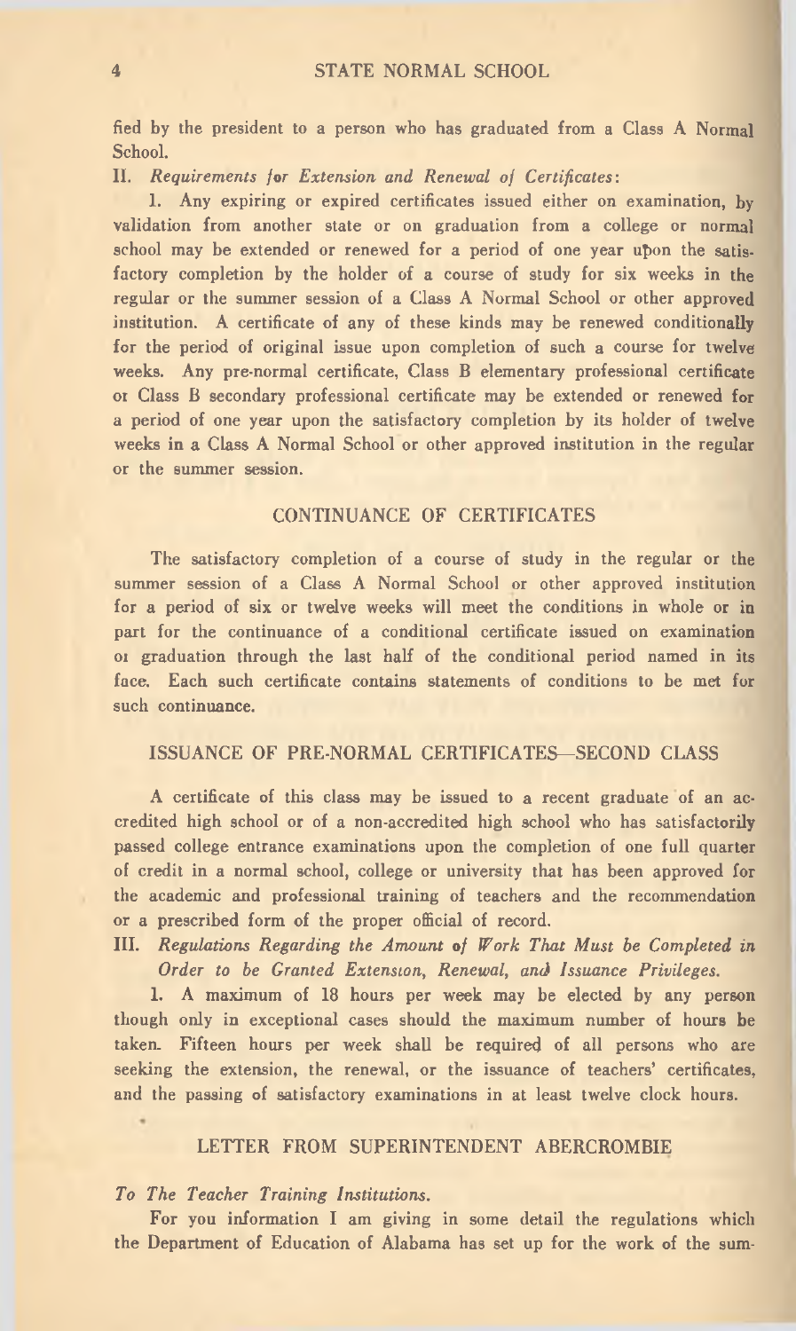fied by the president to a person who has graduated from a Class A Normal School.

II. *Requirements for Extension and Renewal of Certificates*:

1. Any expiring or expired certificates issued either on examination, by validation from another state or on graduation from a college or normal school may be extended or renewed for a period of one year upon the satisfactory completion by the holder of a course of study for six weeks in the regular or the summer session of a Class A Normal School or other approved institution. A certificate of any of these kinds may be renewed conditionally for the period of original issue upon completion of such a course for twelve weeks. Any pre-normal certificate, Class B elementary professional certificate or Class B secondary professional certificate may be extended or renewed for a period of one year upon the satisfactory completion by its holder of twelve weeks in a Class A Normal School or other approved institution in the regular or the summer session.

## CONTINUANCE OF CERTIFICATES

The satisfactory completion of a course of study in the regular or the summer session of a Class A Normal School or other approved institution for a period of six or twelve weeks will meet the conditions in whole or in part for the continuance of a conditional certificate issued on examination or graduation through the last half of the conditional period named in its face. Each such certificate contains statements of conditions to be met for such continuance.

## ISSUANCE OF PRE-NORMAL CERTIFICATES—SECOND CLASS

A certificate of this class may be issued to a recent graduate of an accredited high school or of a non-accredited high school who has satisfactorily passed college entrance examinations upon the completion of one full quarter of credit in a normal school, college or university that has been approved for the academic and professional training of teachers and the recommendation or a prescribed form of the proper official of record.

III. *Regulations Regarding the Amount of Work That Must be Completed in Order to be Granted Extension, Renewal, and Issuance Privileges.*

1. A maximum of 18 hours per week may be elected by any person though only in exceptional cases should the maximum number of hours be taken. Fifteen hours per week shall be required of all persons who are seeking the extension, the renewal, or the issuance of teachers' certificates, and the passing of satisfactory examinations in at least twelve clock hours.

## LETTER FROM SUPERINTENDENT ABERCROMBIE

*To The Teacher Training Institutions.*

For you information I am giving in some detail the regulations which the Department of Education of Alabama has set up for the work of the sum-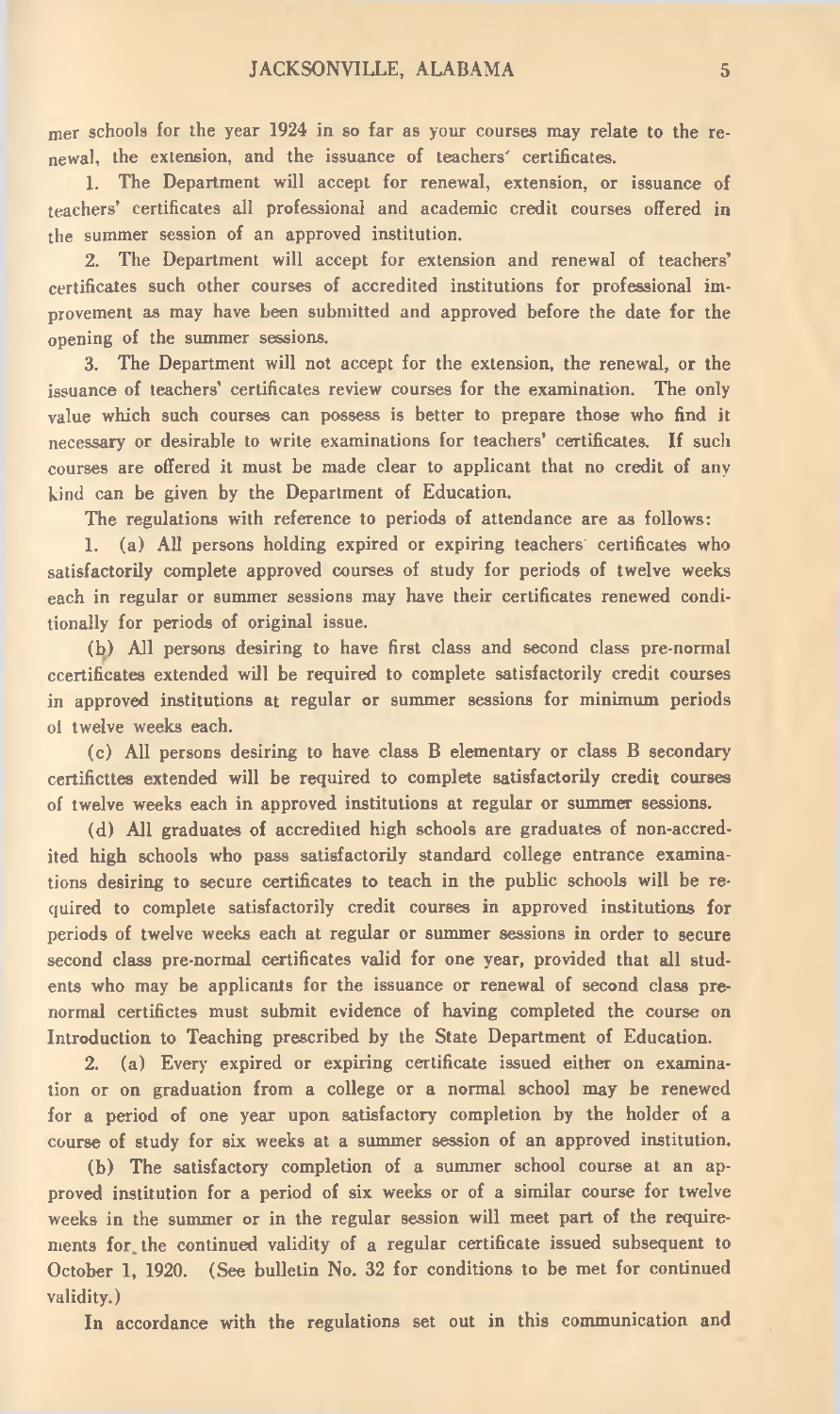mer schools for the year 1924 in so far as your courses may relate to the renewal, the extension, and the issuance of teachers' certificates.

1. The Department will accept for renewal, extension, or issuance of teachers' certificates all professional and academic credit courses offered in the summer session of an approved institution.

2. The Department will accept for extension and renewal of teachers' certificates such other courses of accredited institutions for professional improvement as may have been submitted and approved before the date for the opening of the summer sessions.

3. The Department will not accept for the extension, the renewal, or the issuance of teachers' certificates review courses for the examination. The only value which such courses can possess is better to prepare those who find it necessary or desirable to write examinations for teachers' certificates. If such courses are offered it must be made clear to applicant that no credit of any kind can be given by the Department of Education.

The regulations with reference to periods of attendance are as follows:

1. (a) All persons holding expired or expiring teachers' certificates who satisfactorily complete approved courses of study for periods of twelve weeks each in regular or summer sessions may have their certificates renewed conditionally for periods of original issue.

(b) All persons desiring to have first class and second class pre-normal ccertificates extended will be required to complete satisfactorily credit courses in approved institutions at regular or summer sessions for minimum periods ol twelve weeks each.

(c) All persons desiring to have class B elementary or class B secondary certificttes extended will be required to complete satisfactorily credit courses of twelve weeks each in approved institutions at regular or summer sessions.

(d) All graduates of accredited high schools are graduates of non-accredited high schools who pass satisfactorily standard college entrance examinations desiring to secure certificates to teach in the public schools will be required to complete satisfactorily credit courses in approved institutions for periods of twelve weeks each at regular or summer sessions in order to secure second class pre-normal certificates valid for one year, provided that all students who may be applicants for the issuance or renewal of second class pre-normal certifictes must submit evidence of having completed the course on Introduction to Teaching prescribed by the State Department of Education.

2. (a) Every expired or expiring certificate issued either on examination or on graduation from a college or a normal school may be renewed for a period of one year upon satisfactory completion by the holder of a course of study for six weeks at a summer session of an approved institution.

(b) The satisfactory completion of a summer school course at an approved institution for a period of six weeks or of a similar course for twelve weeks in the summer or in the regular session will meet part of the requirements for the continued validity of a regular certificate issued subsequent to October 1, 1920. (See bulletin No. 32 for conditions to be met for continued validity.)

In accordance with the regulations set out in this communication and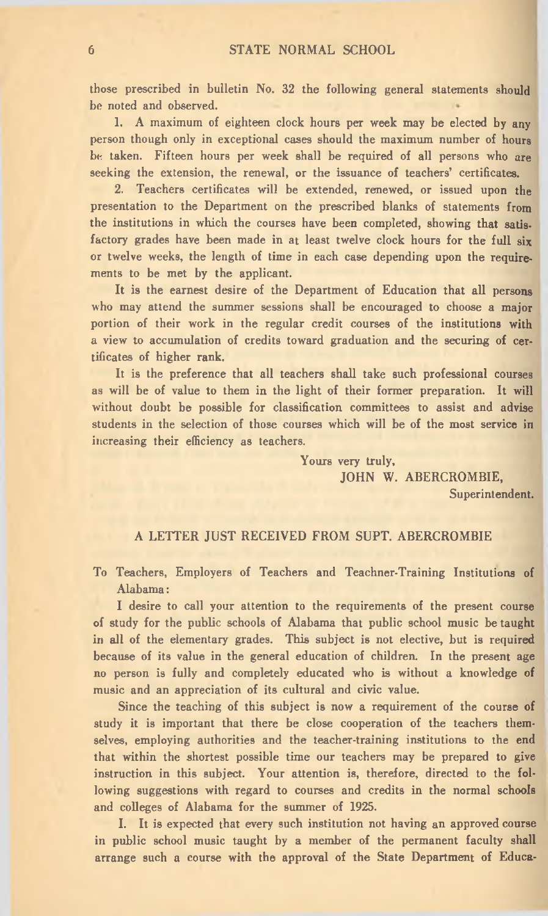those prescribed in bulletin No. 32 the following general statements should be noted and observed.

1. A maximum of eighteen clock hours per week may be elected by any person though only in exceptional cases should the maximum number of hours be taken. Fifteen hours per week shall be required of all persons who are seeking the extension, the renewal, or the issuance of teachers' certificates.

2. Teachers certificates will be extended, renewed, or issued upon the presentation to the Department on the prescribed blanks of statements from the institutions in which the courses have been completed, showing that satisfactory grades have been made in at least twelve clock hours for the full six or twelve weeks, the length of time in each case depending upon the requirements to be met by the applicant.

It is the earnest desire of the Department of Education that all persons who may attend the summer sessions shall be encouraged to choose a major portion of their work in the regular credit courses of the institutions with a view to accumulation of credits toward graduation and the securing of certificates of higher rank.

It is the preference that all teachers shall take such professional courses as will be of value to them in the light of their former preparation. It will without doubt be possible for classification committees to assist and advise students in the selection of those courses which will be of the most service in increasing their efficiency as teachers.

Yours very truly,
JOHN W. ABERCROMBIE,
Superintendent.

## A LETTER JUST RECEIVED FROM SUPT. ABERCROMBIE

To Teachers, Employers of Teachers and Teachner-Training Institutions of Alabama:

I desire to call your attention to the requirements of the present course of study for the public schools of Alabama that public school music be taught in all of the elementary grades. This subject is not elective, but is required because of its value in the general education of children. In the present age no person is fully and completely educated who is without a knowledge of music and an appreciation of its cultural and civic value.

Since the teaching of this subject is now a requirement of the course of study it is important that there be close cooperation of the teachers themselves, employing authorities and the teacher-training institutions to the end that within the shortest possible time our teachers may be prepared to give instruction in this subject. Your attention is, therefore, directed to the following suggestions with regard to courses and credits in the normal schools and colleges of Alabama for the summer of 1925.

I. It is expected that every such institution not having an approved course in public school music taught by a member of the permanent faculty shall arrange such a course with the approval of the State Department of Educa-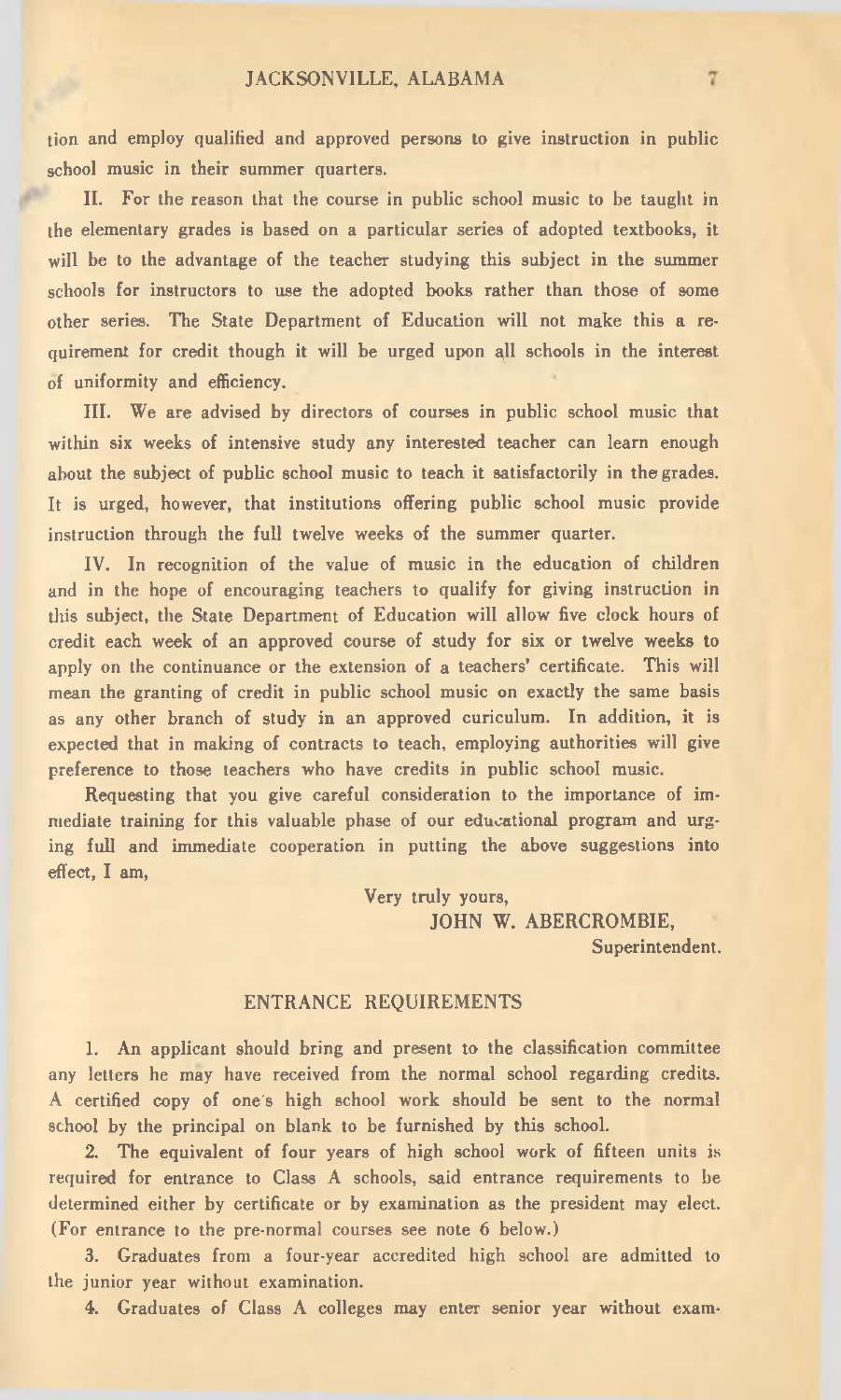tion and employ qualified and approved persons to give instruction in public school music in their summer quarters.

II. For the reason that the course in public school music to be taught in the elementary grades is based on a particular series of adopted textbooks, it will be to the advantage of the teacher studying this subject in the summer schools for instructors to use the adopted books rather than those of some other series. The State Department of Education will not make this a requirement for credit though it will be urged upon all schools in the interest of uniformity and efficiency.

III. We are advised by directors of courses in public school music that within six weeks of intensive study any interested teacher can learn enough about the subject of public school music to teach it satisfactorily in the grades. It is urged, however, that institutions offering public school music provide instruction through the full twelve weeks of the summer quarter.

IV. In recognition of the value of music in the education of children and in the hope of encouraging teachers to qualify for giving instruction in this subject, the State Department of Education will allow five clock hours of credit each week of an approved course of study for six or twelve weeks to apply on the continuance or the extension of a teachers' certificate. This will mean the granting of credit in public school music on exactly the same basis as any other branch of study in an approved curiculum. In addition, it is expected that in making of contracts to teach, employing authorities will give preference to those teachers who have credits in public school music.

Requesting that you give careful consideration to the importance of immediate training for this valuable phase of our educational program and urging full and immediate cooperation in putting the above suggestions into effect, I am,

Very truly yours,
JOHN W. ABERCROMBIE,
Superintendent.

## ENTRANCE REQUIREMENTS

1. An applicant should bring and present to the classification committee any letters he may have received from the normal school regarding credits. A certified copy of one's high school work should be sent to the normal school by the principal on blank to be furnished by this school.

2. The equivalent of four years of high school work of fifteen units is required for entrance to Class A schools, said entrance requirements to be determined either by certificate or by examination as the president may elect. (For entrance to the pre-normal courses see note 6 below.)

3. Graduates from a four-year accredited high school are admitted to the junior year without examination.

4. Graduates of Class A colleges may enter senior year without exam-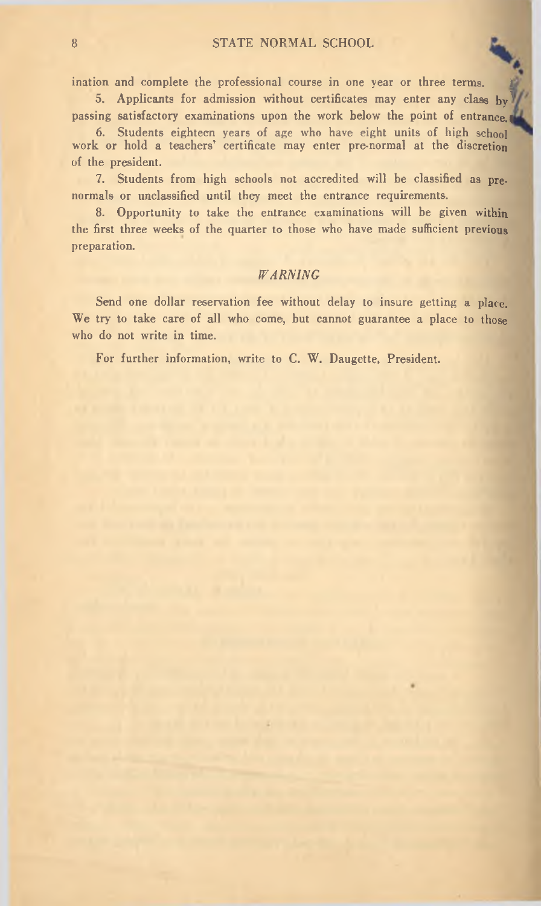ination and complete the professional course in one year or three terms.

5. Applicants for admission without certificates may enter any class by passing satisfactory examinations upon the work below the point of entrance.

6. Students eighteen years of age who have eight units of high school work or hold a teachers' certificate may enter pre-normal at the discretion of the president.

7. Students from high schools not accredited will be classified as pre-normals or unclassified until they meet the entrance requirements.

8. Opportunity to take the entrance examinations will be given within the first three weeks of the quarter to those who have made sufficient previous preparation.

## *WARNING*

Send one dollar reservation fee without delay to insure getting a place. We try to take care of all who come, but cannot guarantee a place to those who do not write in time.

For further information, write to C. W. Daugette, President.